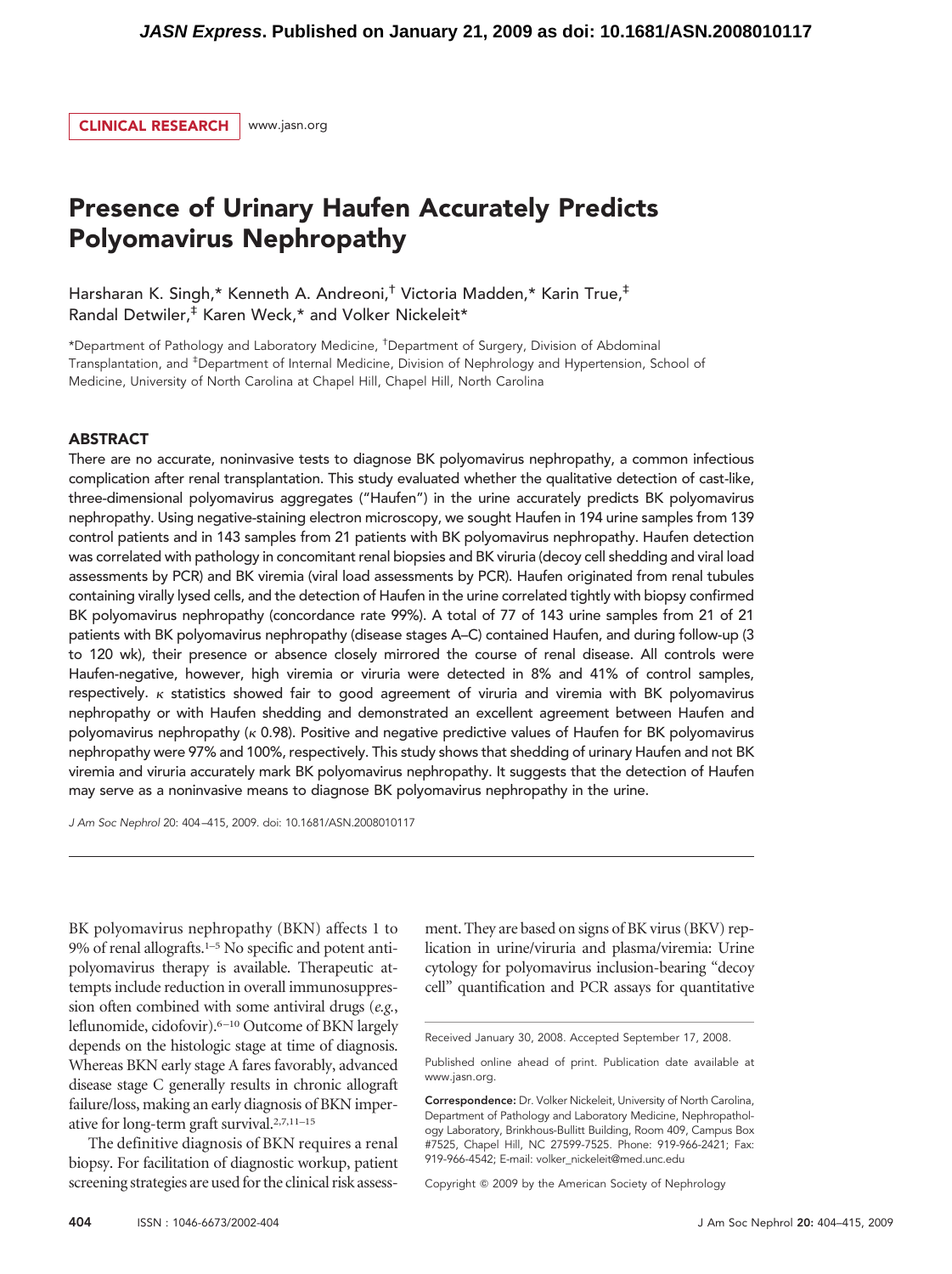CLINICAL RESEARCH www.jasn.org

# Presence of Urinary Haufen Accurately Predicts Polyomavirus Nephropathy

Harsharan K. Singh,* Kenneth A. Andreoni,† Victoria Madden,* Karin True,‡ Randal Detwiler,‡ Karen Weck,* and Volker Nickeleit*

*Department of Pathology and Laboratory Medicine, †Department of Surgery, Division of Abdominal Transplantation, and ‡Department of Internal Medicine, Division of Nephrology and Hypertension, School of Medicine, University of North Carolina at Chapel Hill, Chapel Hill, North Carolina

## ABSTRACT

There are no accurate, noninvasive tests to diagnose BK polyomavirus nephropathy, a common infectious complication after renal transplantation. This study evaluated whether the qualitative detection of cast-like, three-dimensional polyomavirus aggregates ("Haufen") in the urine accurately predicts BK polyomavirus nephropathy. Using negative-staining electron microscopy, we sought Haufen in 194 urine samples from 139 control patients and in 143 samples from 21 patients with BK polyomavirus nephropathy. Haufen detection was correlated with pathology in concomitant renal biopsies and BK viruria (decoy cell shedding and viral load assessments by PCR) and BK viremia (viral load assessments by PCR). Haufen originated from renal tubules containing virally lysed cells, and the detection of Haufen in the urine correlated tightly with biopsy confirmed BK polyomavirus nephropathy (concordance rate 99%). A total of 77 of 143 urine samples from 21 of 21 patients with BK polyomavirus nephropathy (disease stages A–C) contained Haufen, and during follow-up (3 to 120 wk), their presence or absence closely mirrored the course of renal disease. All controls were Haufen-negative, however, high viremia or viruria were detected in 8% and 41% of control samples, respectively. $\kappa$ statistics showed fair to good agreement of viruria and viremia with BK polyomavirus nephropathy or with Haufen shedding and demonstrated an excellent agreement between Haufen and polyomavirus nephropathy ($\kappa$ 0.98). Positive and negative predictive values of Haufen for BK polyomavirus nephropathy were 97% and 100%, respectively. This study shows that shedding of urinary Haufen and not BK viremia and viruria accurately mark BK polyomavirus nephropathy. It suggests that the detection of Haufen may serve as a noninvasive means to diagnose BK polyomavirus nephropathy in the urine.

*J Am Soc Nephrol* 20: 404–415, 2009. doi: 10.1681/ASN.2008010117

BK polyomavirus nephropathy (BKN) affects 1 to 9% of renal allografts.[1–5] No specific and potent antipolyomavirus therapy is available. Therapeutic attempts include reduction in overall immunosuppression often combined with some antiviral drugs (*e.g.*, leflunomide, cidofovir).[6–10] Outcome of BKN largely depends on the histologic stage at time of diagnosis. Whereas BKN early stage A fares favorably, advanced disease stage C generally results in chronic allograft failure/loss, making an early diagnosis of BKN imperative for long-term graft survival.[2,7,11–15]

The definitive diagnosis of BKN requires a renal biopsy. For facilitation of diagnostic workup, patient screening strategies are used for the clinical risk assessment. They are based on signs of BK virus (BKV) replication in urine/viruria and plasma/viremia: Urine cytology for polyomavirus inclusion-bearing "decoy cell" quantification and PCR assays for quantitative

Received January 30, 2008. Accepted September 17, 2008.

Published online ahead of print. Publication date available at www.jasn.org.

**Correspondence:** Dr. Volker Nickeleit, University of North Carolina, Department of Pathology and Laboratory Medicine, Nephropathology Laboratory, Brinkhous-Bullitt Building, Room 409, Campus Box #7525, Chapel Hill, NC 27599-7525. Phone: 919-966-2421; Fax: 919-966-4542; E-mail: volker_nickeleit@med.unc.edu

Copyright © 2009 by the American Society of Nephrology

ISSN : 1046-6673/2002-404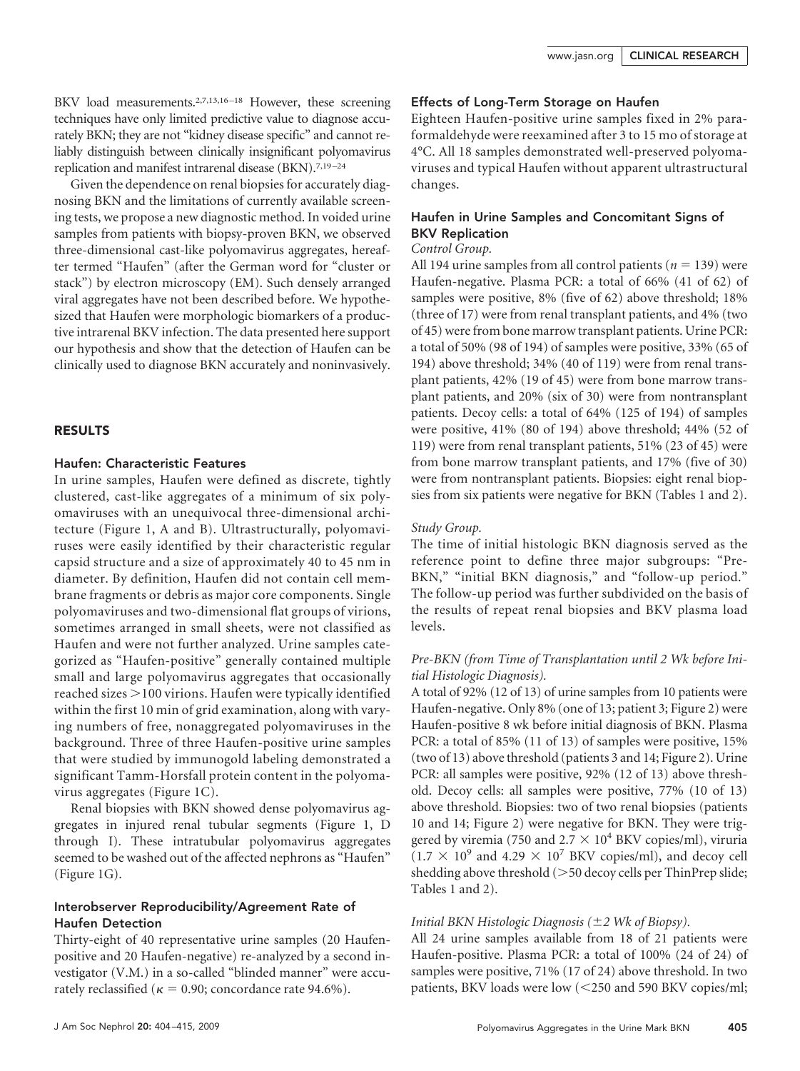BKV load measurements.[2,7,13,16–18] However, these screening techniques have only limited predictive value to diagnose accurately BKN; they are not "kidney disease specific" and cannot reliably distinguish between clinically insignificant polyomavirus replication and manifest intrarenal disease (BKN).[7,19–24]

Given the dependence on renal biopsies for accurately diagnosing BKN and the limitations of currently available screening tests, we propose a new diagnostic method. In voided urine samples from patients with biopsy-proven BKN, we observed three-dimensional cast-like polyomavirus aggregates, hereafter termed "Haufen" (after the German word for "cluster or stack") by electron microscopy (EM). Such densely arranged viral aggregates have not been described before. We hypothesized that Haufen were morphologic biomarkers of a productive intrarenal BKV infection. The data presented here support our hypothesis and show that the detection of Haufen can be clinically used to diagnose BKN accurately and noninvasively.

## RESULTS

### Haufen: Characteristic Features

In urine samples, Haufen were defined as discrete, tightly clustered, cast-like aggregates of a minimum of six polyomaviruses with an unequivocal three-dimensional architecture (Figure 1, A and B). Ultrastructurally, polyomaviruses were easily identified by their characteristic regular capsid structure and a size of approximately 40 to 45 nm in diameter. By definition, Haufen did not contain cell membrane fragments or debris as major core components. Single polyomaviruses and two-dimensional flat groups of virions, sometimes arranged in small sheets, were not classified as Haufen and were not further analyzed. Urine samples categorized as "Haufen-positive" generally contained multiple small and large polyomavirus aggregates that occasionally reached sizes >100 virions. Haufen were typically identified within the first 10 min of grid examination, along with varying numbers of free, nonaggregated polyomaviruses in the background. Three of three Haufen-positive urine samples that were studied by immunogold labeling demonstrated a significant Tamm-Horsfall protein content in the polyomavirus aggregates (Figure 1C).

Renal biopsies with BKN showed dense polyomavirus aggregates in injured renal tubular segments (Figure 1, D through I). These intratubular polyomavirus aggregates seemed to be washed out of the affected nephrons as "Haufen" (Figure 1G).

### Interobserver Reproducibility/Agreement Rate of Haufen Detection

Thirty-eight of 40 representative urine samples (20 Haufen-positive and 20 Haufen-negative) re-analyzed by a second investigator (V.M.) in a so-called "blinded manner" were accurately reclassified ($\kappa = 0.90$; concordance rate 94.6%).

### Effects of Long-Term Storage on Haufen

Eighteen Haufen-positive urine samples fixed in 2% paraformaldehyde were reexamined after 3 to 15 mo of storage at 4°C. All 18 samples demonstrated well-preserved polyomaviruses and typical Haufen without apparent ultrastructural changes.

### Haufen in Urine Samples and Concomitant Signs of BKV Replication

#### *Control Group.*

All 194 urine samples from all control patients ($n = 139$) were Haufen-negative. Plasma PCR: a total of 66% (41 of 62) of samples were positive, 8% (five of 62) above threshold; 18% (three of 17) were from renal transplant patients, and 4% (two of 45) were from bone marrow transplant patients. Urine PCR: a total of 50% (98 of 194) of samples were positive, 33% (65 of 194) above threshold; 34% (40 of 119) were from renal transplant patients, 42% (19 of 45) were from bone marrow transplant patients, and 20% (six of 30) were from nontransplant patients. Decoy cells: a total of 64% (125 of 194) of samples were positive, 41% (80 of 194) above threshold; 44% (52 of 119) were from renal transplant patients, 51% (23 of 45) were from bone marrow transplant patients, and 17% (five of 30) were from nontransplant patients. Biopsies: eight renal biopsies from six patients were negative for BKN (Tables 1 and 2).

#### *Study Group.*

The time of initial histologic BKN diagnosis served as the reference point to define three major subgroups: "Pre-BKN," "initial BKN diagnosis," and "follow-up period." The follow-up period was further subdivided on the basis of the results of repeat renal biopsies and BKV plasma load levels.

#### *Pre-BKN (from Time of Transplantation until 2 Wk before Initial Histologic Diagnosis).*

A total of 92% (12 of 13) of urine samples from 10 patients were Haufen-negative. Only 8% (one of 13; patient 3; Figure 2) were Haufen-positive 8 wk before initial diagnosis of BKN. Plasma PCR: a total of 85% (11 of 13) of samples were positive, 15% (two of 13) above threshold (patients 3 and 14; Figure 2). Urine PCR: all samples were positive, 92% (12 of 13) above threshold. Decoy cells: all samples were positive, 77% (10 of 13) above threshold. Biopsies: two of two renal biopsies (patients 10 and 14; Figure 2) were negative for BKN. They were triggered by viremia (750 and $2.7 \times 10^4$ BKV copies/ml), viruria ($1.7 \times 10^9$ and $4.29 \times 10^7$ BKV copies/ml), and decoy cell shedding above threshold (>50 decoy cells per ThinPrep slide; Tables 1 and 2).

#### *Initial BKN Histologic Diagnosis (±2 Wk of Biopsy).*

All 24 urine samples available from 18 of 21 patients were Haufen-positive. Plasma PCR: a total of 100% (24 of 24) of samples were positive, 71% (17 of 24) above threshold. In two patients, BKV loads were low (<250 and 590 BKV copies/ml;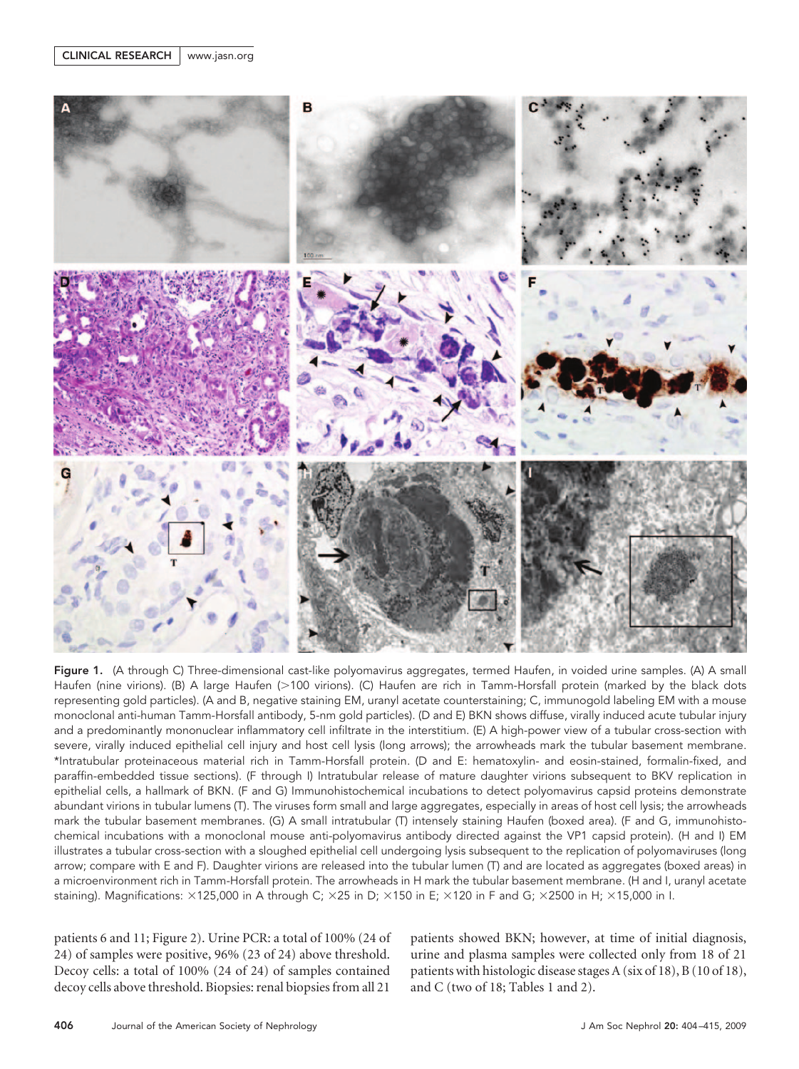Figure 1. (A through C) Three-dimensional cast-like polyomavirus aggregates, termed Haufen, in voided urine samples. (A) A small Haufen (nine virions). (B) A large Haufen (>100 virions). (C) Haufen are rich in Tamm-Horsfall protein (marked by the black dots representing gold particles). (A and B, negative staining EM, uranyl acetate counterstaining; C, immunogold labeling EM with a mouse monoclonal anti-human Tamm-Horsfall antibody, 5-nm gold particles). (D and E) BKN shows diffuse, virally induced acute tubular injury and a predominantly mononuclear inflammatory cell infiltrate in the interstitium. (E) A high-power view of a tubular cross-section with severe, virally induced epithelial cell injury and host cell lysis (long arrows); the arrowheads mark the tubular basement membrane. *Intratubular proteinaceous material rich in Tamm-Horsfall protein. (D and E: hematoxylin- and eosin-stained, formalin-fixed, and paraffin-embedded tissue sections). (F through I) Intratubular release of mature daughter virions subsequent to BKV replication in epithelial cells, a hallmark of BKN. (F and G) Immunohistochemical incubations to detect polyomavirus capsid proteins demonstrate abundant virions in tubular lumens (T). The viruses form small and large aggregates, especially in areas of host cell lysis; the arrowheads mark the tubular basement membranes. (G) A small intratubular (T) intensely staining Haufen (boxed area). (F and G, immunohistochemical incubations with a monoclonal mouse anti-polyomavirus antibody directed against the VP1 capsid protein). (H and I) EM illustrates a tubular cross-section with a sloughed epithelial cell undergoing lysis subsequent to the replication of polyomaviruses (long arrow; compare with E and F). Daughter virions are released into the tubular lumen (T) and are located as aggregates (boxed areas) in a microenvironment rich in Tamm-Horsfall protein. The arrowheads in H mark the tubular basement membrane. (H and I, uranyl acetate staining). Magnifications: ×125,000 in A through C; ×25 in D; ×150 in E; ×120 in F and G; ×2500 in H; ×15,000 in I.

patients 6 and 11; Figure 2). Urine PCR: a total of 100% (24 of 24) of samples were positive, 96% (23 of 24) above threshold. Decoy cells: a total of 100% (24 of 24) of samples contained decoy cells above threshold. Biopsies: renal biopsies from all 21 patients showed BKN; however, at time of initial diagnosis, urine and plasma samples were collected only from 18 of 21 patients with histologic disease stages A (six of 18), B (10 of 18), and C (two of 18; Tables 1 and 2).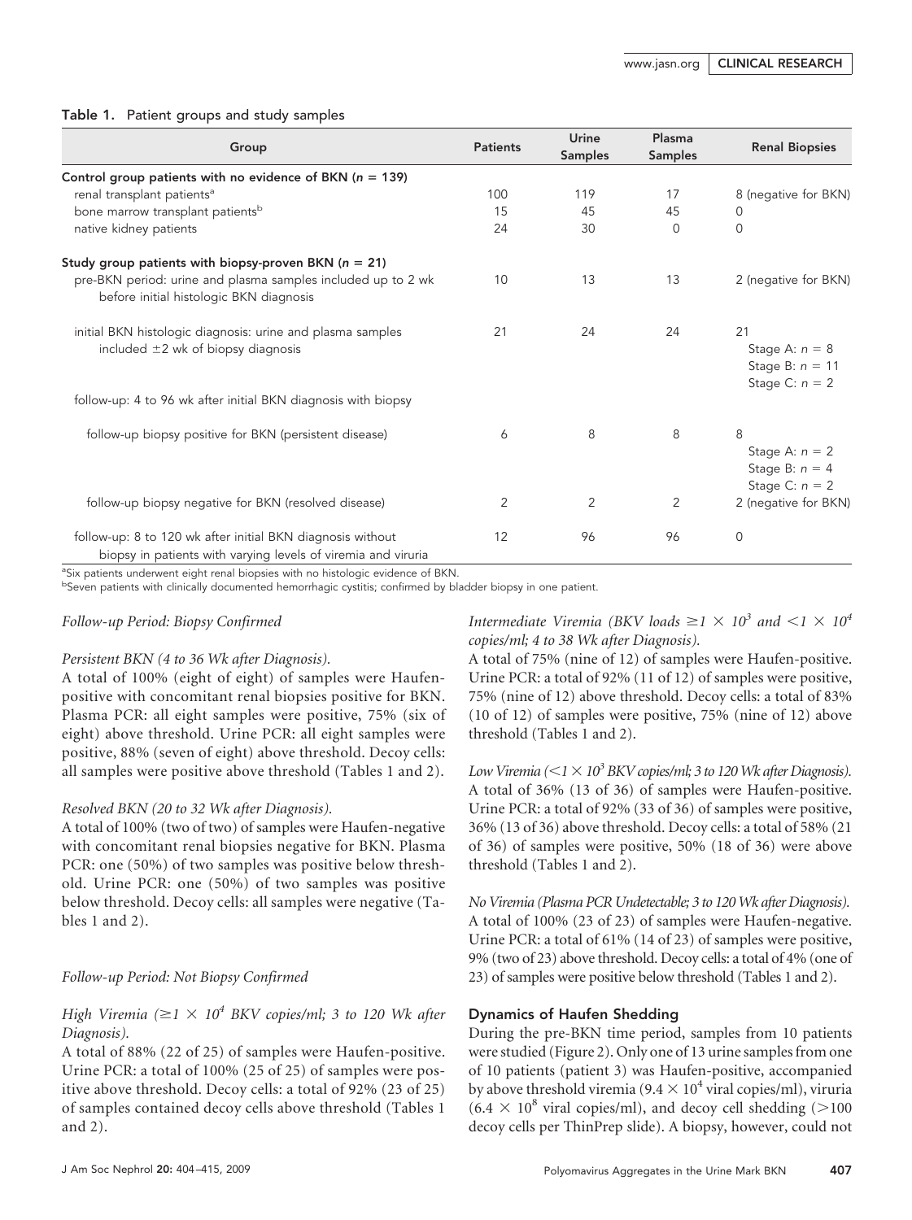**Table 1.** Patient groups and study samples

| Group | Patients | Urine Samples | Plasma Samples | Renal Biopsies |
|---|---|---|---|---|
| **Control group patients with no evidence of BKN ($n = 139$)** | | | | |
| renal transplant patients[a] | 100 | 119 | 17 | 8 (negative for BKN) |
| bone marrow transplant patients[b] | 15 | 45 | 45 | 0 |
| native kidney patients | 24 | 30 | 0 | 0 |
| **Study group patients with biopsy-proven BKN ($n = 21$)** | | | | |
| pre-BKN period: urine and plasma samples included up to 2 wk before initial histologic BKN diagnosis | 10 | 13 | 13 | 2 (negative for BKN) |
| initial BKN histologic diagnosis: urine and plasma samples included ±2 wk of biopsy diagnosis | 21 | 24 | 24 | 21<br>Stage A: $n = 8$<br>Stage B: $n = 11$<br>Stage C: $n = 2$ |
| follow-up: 4 to 96 wk after initial BKN diagnosis with biopsy | | | | |
| follow-up biopsy positive for BKN (persistent disease) | 6 | 8 | 8 | 8<br>Stage A: $n = 2$<br>Stage B: $n = 4$<br>Stage C: $n = 2$ |
| follow-up biopsy negative for BKN (resolved disease) | 2 | 2 | 2 | 2 (negative for BKN) |
| follow-up: 8 to 120 wk after initial BKN diagnosis without biopsy in patients with varying levels of viremia and viruria | 12 | 96 | 96 | 0 |

[a]Six patients underwent eight renal biopsies with no histologic evidence of BKN.
[b]Seven patients with clinically documented hemorrhagic cystitis; confirmed by bladder biopsy in one patient.

*Follow-up Period: Biopsy Confirmed*

*Persistent BKN (4 to 36 Wk after Diagnosis).*
A total of 100% (eight of eight) of samples were Haufen-positive with concomitant renal biopsies positive for BKN. Plasma PCR: all eight samples were positive, 75% (six of eight) above threshold. Urine PCR: all eight samples were positive, 88% (seven of eight) above threshold. Decoy cells: all samples were positive above threshold (Tables 1 and 2).

*Resolved BKN (20 to 32 Wk after Diagnosis).*
A total of 100% (two of two) of samples were Haufen-negative with concomitant renal biopsies negative for BKN. Plasma PCR: one (50%) of two samples was positive below threshold. Urine PCR: one (50%) of two samples was positive below threshold. Decoy cells: all samples were negative (Tables 1 and 2).

*Follow-up Period: Not Biopsy Confirmed*

*High Viremia ($\geq 1 \times 10^4$ BKV copies/ml; 3 to 120 Wk after Diagnosis).*
A total of 88% (22 of 25) of samples were Haufen-positive. Urine PCR: a total of 100% (25 of 25) of samples were positive above threshold. Decoy cells: a total of 92% (23 of 25) of samples contained decoy cells above threshold (Tables 1 and 2).

*Intermediate Viremia (BKV loads $\geq 1 \times 10^3$ and $< 1 \times 10^4$ copies/ml; 4 to 38 Wk after Diagnosis).*
A total of 75% (nine of 12) of samples were Haufen-positive. Urine PCR: a total of 92% (11 of 12) of samples were positive, 75% (nine of 12) above threshold. Decoy cells: a total of 83% (10 of 12) of samples were positive, 75% (nine of 12) above threshold (Tables 1 and 2).

*Low Viremia ($< 1 \times 10^3$ BKV copies/ml; 3 to 120 Wk after Diagnosis).*
A total of 36% (13 of 36) of samples were Haufen-positive. Urine PCR: a total of 92% (33 of 36) of samples were positive, 36% (13 of 36) above threshold. Decoy cells: a total of 58% (21 of 36) of samples were positive, 50% (18 of 36) were above threshold (Tables 1 and 2).

*No Viremia (Plasma PCR Undetectable; 3 to 120 Wk after Diagnosis).*
A total of 100% (23 of 23) of samples were Haufen-negative. Urine PCR: a total of 61% (14 of 23) of samples were positive, 9% (two of 23) above threshold. Decoy cells: a total of 4% (one of 23) of samples were positive below threshold (Tables 1 and 2).

### Dynamics of Haufen Shedding

During the pre-BKN time period, samples from 10 patients were studied (Figure 2). Only one of 13 urine samples from one of 10 patients (patient 3) was Haufen-positive, accompanied by above threshold viremia ($9.4 \times 10^4$ viral copies/ml), viruria ($6.4 \times 10^8$ viral copies/ml), and decoy cell shedding (>100 decoy cells per ThinPrep slide). A biopsy, however, could not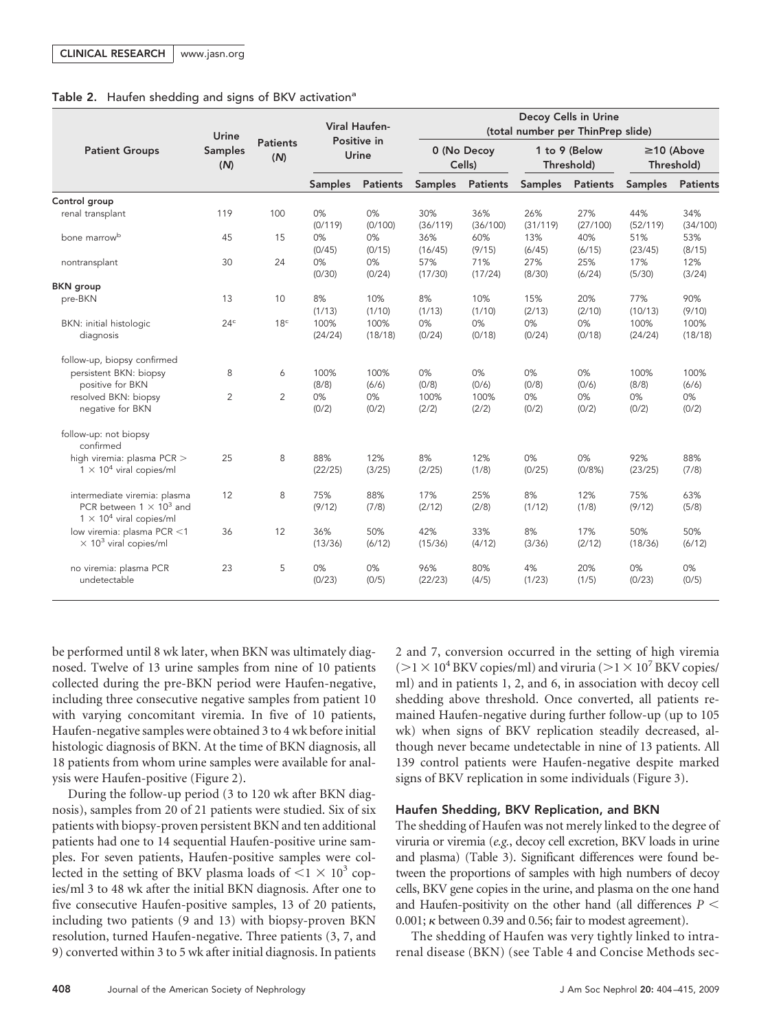**Table 2.** Haufen shedding and signs of BKV activation[a]

| Patient Groups | Urine Samples (N) | Patients (N) | Viral Haufen-Positive in Urine | | Decoy Cells in Urine (total number per ThinPrep slide) | | | | | |
|---|---|---|---|---|---|---|---|---|---|---|
| | | | | | 0 (No Decoy Cells) | | 1 to 9 (Below Threshold) | | ≥10 (Above Threshold) | |
| | | | Samples | Patients | Samples | Patients | Samples | Patients | Samples | Patients |
| **Control group** | | | | | | | | | | |
| renal transplant | 119 | 100 | 0% (0/119) | 0% (0/100) | 30% (36/119) | 36% (36/100) | 26% (31/119) | 27% (27/100) | 44% (52/119) | 34% (34/100) |
| bone marrow[b] | 45 | 15 | 0% (0/45) | 0% (0/15) | 36% (16/45) | 60% (9/15) | 13% (6/45) | 40% (6/15) | 51% (23/45) | 53% (8/15) |
| nontransplant | 30 | 24 | 0% (0/30) | 0% (0/24) | 57% (17/30) | 71% (17/24) | 27% (8/30) | 25% (6/24) | 17% (5/30) | 12% (3/24) |
| **BKN group** | | | | | | | | | | |
| pre-BKN | 13 | 10 | 8% (1/13) | 10% (1/10) | 8% (1/13) | 10% (1/10) | 15% (2/13) | 20% (2/10) | 77% (10/13) | 90% (9/10) |
| BKN: initial histologic diagnosis | 24[c] | 18[c] | 100% (24/24) | 100% (18/18) | 0% (0/24) | 0% (0/18) | 0% (0/24) | 0% (0/18) | 100% (24/24) | 100% (18/18) |
| follow-up, biopsy confirmed | | | | | | | | | | |
| persistent BKN: biopsy positive for BKN | 8 | 6 | 100% (8/8) | 100% (6/6) | 0% (0/8) | 0% (0/6) | 0% (0/8) | 0% (0/6) | 100% (8/8) | 100% (6/6) |
| resolved BKN: biopsy negative for BKN | 2 | 2 | 0% (0/2) | 0% (0/2) | 100% (2/2) | 100% (2/2) | 0% (0/2) | 0% (0/2) | 0% (0/2) | 0% (0/2) |
| follow-up: not biopsy confirmed | | | | | | | | | | |
| high viremia: plasma PCR > $1 \times 10^4$ viral copies/ml | 25 | 8 | 88% (22/25) | 12% (3/25) | 8% (2/25) | 12% (1/8) | 0% (0/25) | 0% (0/8%) | 92% (23/25) | 88% (7/8) |
| intermediate viremia: plasma PCR between $1 \times 10^3$ and $1 \times 10^4$ viral copies/ml | 12 | 8 | 75% (9/12) | 88% (7/8) | 17% (2/12) | 25% (2/8) | 8% (1/12) | 12% (1/8) | 75% (9/12) | 63% (5/8) |
| low viremia: plasma PCR <1 $\times 10^3$ viral copies/ml | 36 | 12 | 36% (13/36) | 50% (6/12) | 42% (15/36) | 33% (4/12) | 8% (3/36) | 17% (2/12) | 50% (18/36) | 50% (6/12) |
| no viremia: plasma PCR undetectable | 23 | 5 | 0% (0/23) | 0% (0/5) | 96% (22/23) | 80% (4/5) | 4% (1/23) | 20% (1/5) | 0% (0/23) | 0% (0/5) |

be performed until 8 wk later, when BKN was ultimately diagnosed. Twelve of 13 urine samples from nine of 10 patients collected during the pre-BKN period were Haufen-negative, including three consecutive negative samples from patient 10 with varying concomitant viremia. In five of 10 patients, Haufen-negative samples were obtained 3 to 4 wk before initial histologic diagnosis of BKN. At the time of BKN diagnosis, all 18 patients from whom urine samples were available for analysis were Haufen-positive (Figure 2).

During the follow-up period (3 to 120 wk after BKN diagnosis), samples from 20 of 21 patients were studied. Six of six patients with biopsy-proven persistent BKN and ten additional patients had one to 14 sequential Haufen-positive urine samples. For seven patients, Haufen-positive samples were collected in the setting of BKV plasma loads of $<1 \times 10^3$ copies/ml 3 to 48 wk after the initial BKN diagnosis. After one to five consecutive Haufen-positive samples, 13 of 20 patients, including two patients (9 and 13) with biopsy-proven BKN resolution, turned Haufen-negative. Three patients (3, 7, and 9) converted within 3 to 5 wk after initial diagnosis. In patients 2 and 7, conversion occurred in the setting of high viremia ($>1 \times 10^4$ BKV copies/ml) and viruria ($>1 \times 10^7$ BKV copies/ml) and in patients 1, 2, and 6, in association with decoy cell shedding above threshold. Once converted, all patients remained Haufen-negative during further follow-up (up to 105 wk) when signs of BKV replication steadily decreased, although never became undetectable in nine of 13 patients. All 139 control patients were Haufen-negative despite marked signs of BKV replication in some individuals (Figure 3).

### Haufen Shedding, BKV Replication, and BKN

The shedding of Haufen was not merely linked to the degree of viruria or viremia (*e.g.*, decoy cell excretion, BKV loads in urine and plasma) (Table 3). Significant differences were found between the proportions of samples with high numbers of decoy cells, BKV gene copies in the urine, and plasma on the one hand and Haufen-positivity on the other hand (all differences $P < 0.001$; $\kappa$ between 0.39 and 0.56; fair to modest agreement).

The shedding of Haufen was very tightly linked to intrarenal disease (BKN) (see Table 4 and Concise Methods sec-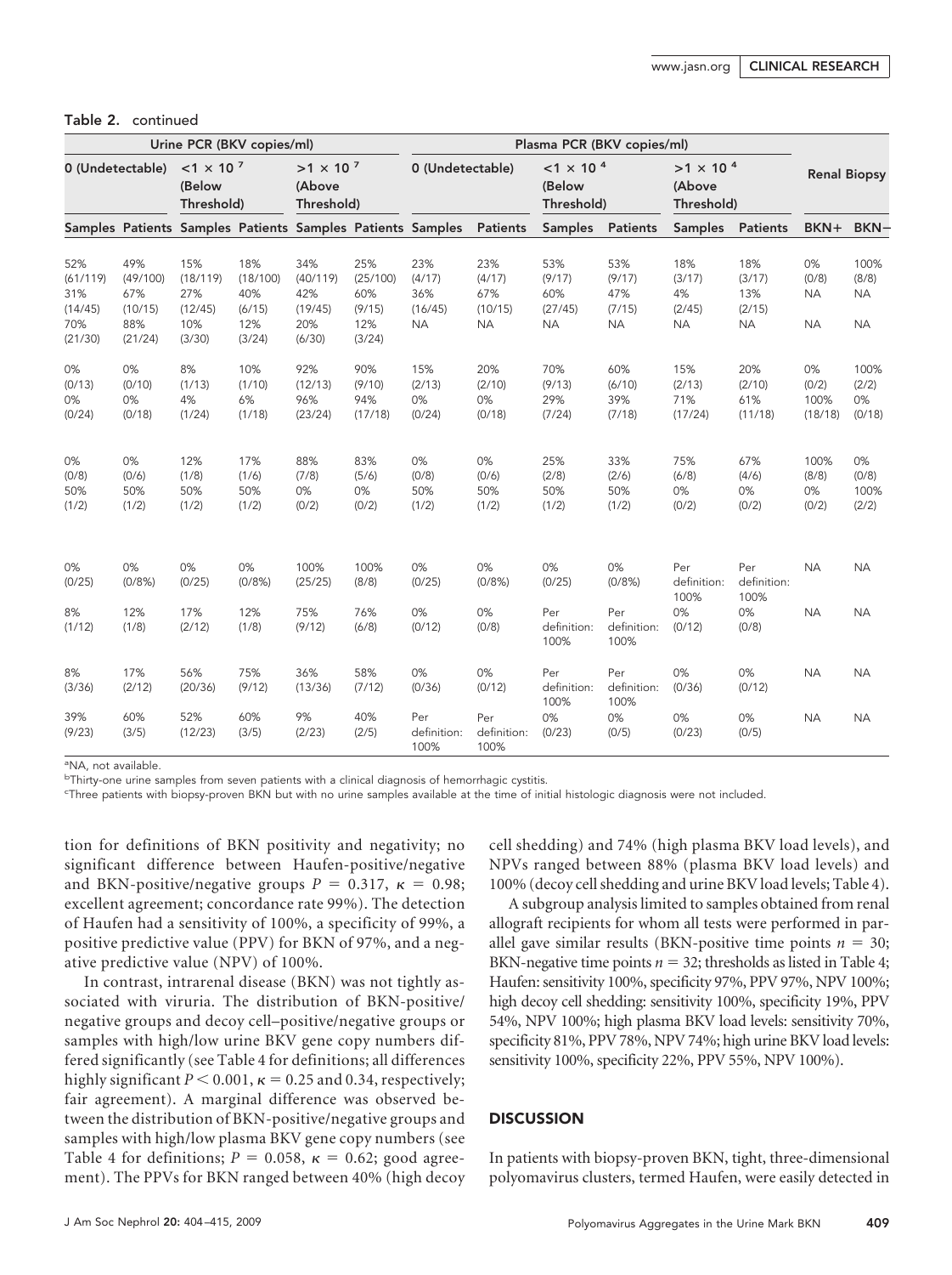**Table 2.** continued

| Urine PCR (BKV copies/ml) | | | | | | Plasma PCR (BKV copies/ml) | | | | | | Renal Biopsy | |
|---|---|---|---|---|---|---|---|---|---|---|---|---|---|
| 0 (Undetectable) | | $<1 \times 10^7$ (Below Threshold) | | $>1 \times 10^7$ (Above Threshold) | | 0 (Undetectable) | | $<1 \times 10^4$ (Below Threshold) | | $>1 \times 10^4$ (Above Threshold) | | | |
| Samples | Patients | Samples | Patients | Samples | Patients | Samples | Patients | Samples | Patients | Samples | Patients | BKN+ | BKN− |
| 52% (61/119) | 49% (49/100) | 15% (18/119) | 18% (18/100) | 34% (40/119) | 25% (25/100) | 23% (4/17) | 23% (4/17) | 53% (9/17) | 53% (9/17) | 18% (3/17) | 18% (3/17) | 0% (0/8) | 100% (8/8) |
| 31% (14/45) | 67% (10/15) | 27% (12/45) | 40% (6/15) | 42% (19/45) | 60% (9/15) | 36% (16/45) | 67% (10/15) | 60% (27/45) | 47% (7/15) | 4% (2/45) | 13% (2/15) | NA | NA |
| 70% (21/30) | 88% (21/24) | 10% (3/30) | 12% (3/24) | 20% (6/30) | 12% (3/24) | NA | NA | NA | NA | NA | NA | NA | NA |
| 0% (0/13) | 0% (0/10) | 8% (1/13) | 10% (1/10) | 92% (12/13) | 90% (9/10) | 15% (2/13) | 20% (2/10) | 70% (9/13) | 60% (6/10) | 15% (2/13) | 20% (2/10) | 0% (0/2) | 100% (2/2) |
| 0% (0/24) | 0% (0/18) | 4% (1/24) | 6% (1/18) | 96% (23/24) | 94% (17/18) | 0% (0/24) | 0% (0/18) | 29% (7/24) | 39% (7/18) | 71% (17/24) | 61% (11/18) | 100% (18/18) | 0% (0/18) |
| 0% (0/8) | 0% (0/6) | 12% (1/8) | 17% (1/6) | 88% (7/8) | 83% (5/6) | 0% (0/8) | 0% (0/6) | 25% (2/8) | 33% (2/6) | 75% (6/8) | 67% (4/6) | 100% (8/8) | 0% (0/8) |
| 50% (1/2) | 50% (1/2) | 50% (1/2) | 50% (1/2) | 0% (0/2) | 0% (0/2) | 50% (1/2) | 50% (1/2) | 50% (1/2) | 50% (1/2) | 0% (0/2) | 0% (0/2) | 0% (0/2) | 100% (2/2) |
| 0% (0/25) | 0% (0/8%) | 0% (0/25) | 0% (0/8%) | 100% (25/25) | 100% (8/8) | 0% (0/25) | 0% (0/8%) | 0% (0/25) | 0% (0/8%) | Per definition: 100% | Per definition: 100% | NA | NA |
| 8% (1/12) | 12% (1/8) | 17% (2/12) | 12% (1/8) | 75% (9/12) | 76% (6/8) | 0% (0/12) | 0% (0/8) | Per definition: 100% | Per definition: 100% | 0% (0/12) | 0% (0/8) | NA | NA |
| 8% (3/36) | 17% (2/12) | 56% (20/36) | 75% (9/12) | 36% (13/36) | 58% (7/12) | 0% (0/36) | 0% (0/12) | Per definition: 100% | Per definition: 100% | 0% (0/36) | 0% (0/12) | NA | NA |
| 39% (9/23) | 60% (3/5) | 52% (12/23) | 60% (3/5) | 9% (2/23) | 40% (2/5) | Per definition: 100% | Per definition: 100% | 0% (0/23) | 0% (0/5) | 0% (0/23) | 0% (0/5) | NA | NA |

[a]NA, not available.
[b]Thirty-one urine samples from seven patients with a clinical diagnosis of hemorrhagic cystitis.
[c]Three patients with biopsy-proven BKN but with no urine samples available at the time of initial histologic diagnosis were not included.

tion for definitions of BKN positivity and negativity; no significant difference between Haufen-positive/negative and BKN-positive/negative groups $P = 0.317$, $\kappa = 0.98$; excellent agreement; concordance rate 99%). The detection of Haufen had a sensitivity of 100%, a specificity of 99%, a positive predictive value (PPV) for BKN of 97%, and a negative predictive value (NPV) of 100%.

In contrast, intrarenal disease (BKN) was not tightly associated with viruria. The distribution of BKN-positive/negative groups and decoy cell–positive/negative groups or samples with high/low urine BKV gene copy numbers differed significantly (see Table 4 for definitions; all differences highly significant $P < 0.001$, $\kappa = 0.25$ and 0.34, respectively; fair agreement). A marginal difference was observed between the distribution of BKN-positive/negative groups and samples with high/low plasma BKV gene copy numbers (see Table 4 for definitions; $P = 0.058$, $\kappa = 0.62$; good agreement). The PPVs for BKN ranged between 40% (high decoy cell shedding) and 74% (high plasma BKV load levels), and NPVs ranged between 88% (plasma BKV load levels) and 100% (decoy cell shedding and urine BKV load levels; Table 4).

A subgroup analysis limited to samples obtained from renal allograft recipients for whom all tests were performed in parallel gave similar results (BKN-positive time points $n = 30$; BKN-negative time points $n = 32$; thresholds as listed in Table 4; Haufen: sensitivity 100%, specificity 97%, PPV 97%, NPV 100%; high decoy cell shedding: sensitivity 100%, specificity 19%, PPV 54%, NPV 100%; high plasma BKV load levels: sensitivity 70%, specificity 81%, PPV 78%, NPV 74%; high urine BKV load levels: sensitivity 100%, specificity 22%, PPV 55%, NPV 100%).

## DISCUSSION

In patients with biopsy-proven BKN, tight, three-dimensional polyomavirus clusters, termed Haufen, were easily detected in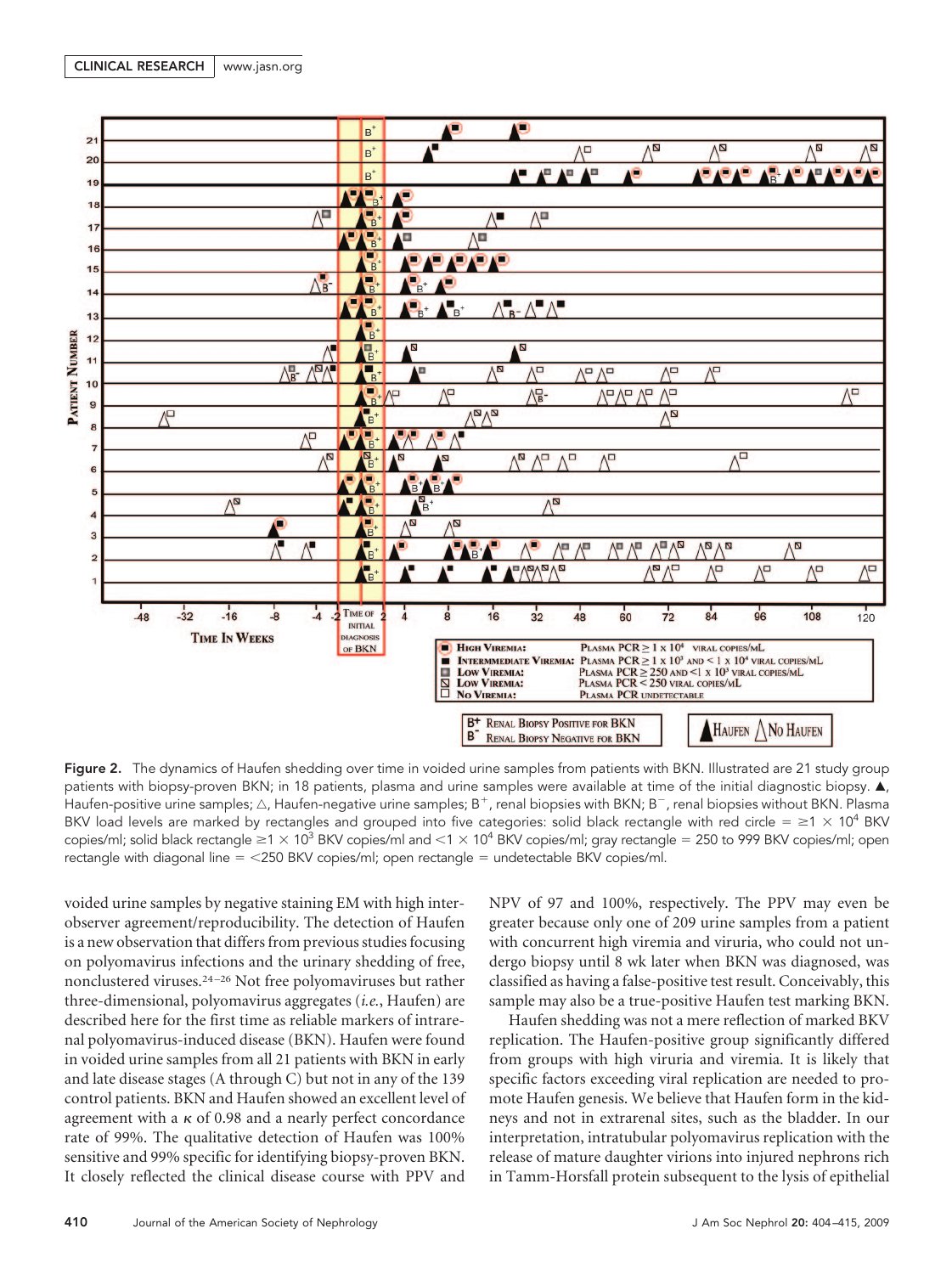**Figure 2.** The dynamics of Haufen shedding over time in voided urine samples from patients with BKN. Illustrated are 21 study group patients with biopsy-proven BKN; in 18 patients, plasma and urine samples were available at time of the initial diagnostic biopsy. ▲, Haufen-positive urine samples; △, Haufen-negative urine samples; B$^{+}$, renal biopsies with BKN; B$^{-}$, renal biopsies without BKN. Plasma BKV load levels are marked by rectangles and grouped into five categories: solid black rectangle with red circle = $\geq 1 \times 10^4$ BKV copies/ml; solid black rectangle $\geq 1 \times 10^3$ BKV copies/ml and $<1 \times 10^4$ BKV copies/ml; gray rectangle = 250 to 999 BKV copies/ml; open rectangle with diagonal line = <250 BKV copies/ml; open rectangle = undetectable BKV copies/ml.

voided urine samples by negative staining EM with high interobserver agreement/reproducibility. The detection of Haufen is a new observation that differs from previous studies focusing on polyomavirus infections and the urinary shedding of free, nonclustered viruses.[24–26] Not free polyomaviruses but rather three-dimensional, polyomavirus aggregates (*i.e.*, Haufen) are described here for the first time as reliable markers of intrarenal polyomavirus-induced disease (BKN). Haufen were found in voided urine samples from all 21 patients with BKN in early and late disease stages (A through C) but not in any of the 139 control patients. BKN and Haufen showed an excellent level of agreement with a $\kappa$ of 0.98 and a nearly perfect concordance rate of 99%. The qualitative detection of Haufen was 100% sensitive and 99% specific for identifying biopsy-proven BKN. It closely reflected the clinical disease course with PPV and NPV of 97 and 100%, respectively. The PPV may even be greater because only one of 209 urine samples from a patient with concurrent high viremia and viruria, who could not undergo biopsy until 8 wk later when BKN was diagnosed, was classified as having a false-positive test result. Conceivably, this sample may also be a true-positive Haufen test marking BKN.

Haufen shedding was not a mere reflection of marked BKV replication. The Haufen-positive group significantly differed from groups with high viruria and viremia. It is likely that specific factors exceeding viral replication are needed to promote Haufen genesis. We believe that Haufen form in the kidneys and not in extrarenal sites, such as the bladder. In our interpretation, intratubular polyomavirus replication with the release of mature daughter virions into injured nephrons rich in Tamm-Horsfall protein subsequent to the lysis of epithelial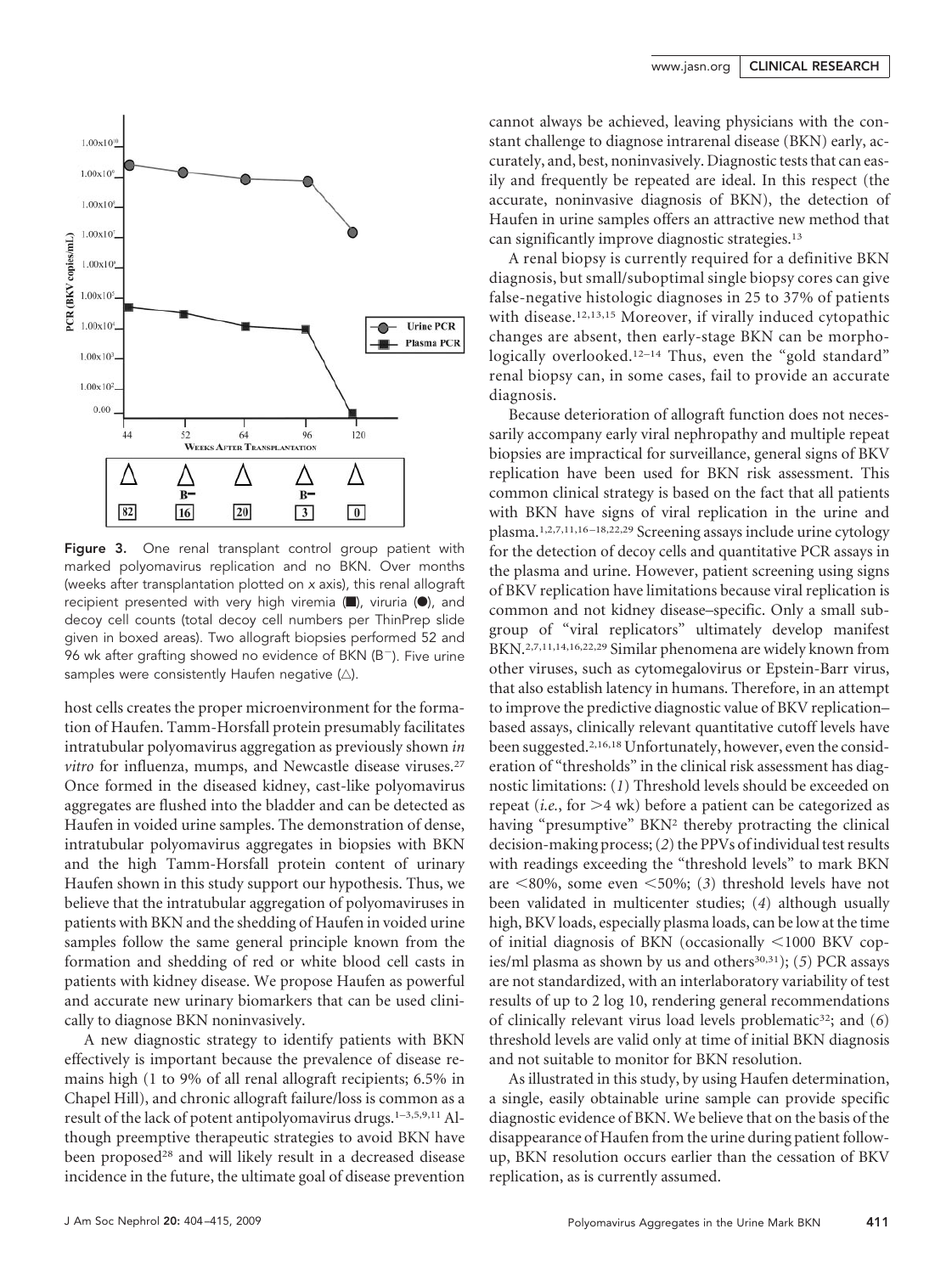Figure 3. One renal transplant control group patient with marked polyomavirus replication and no BKN. Over months (weeks after transplantation plotted on *x* axis), this renal allograft recipient presented with very high viremia (■), viruria (●), and decoy cell counts (total decoy cell numbers per ThinPrep slide given in boxed areas). Two allograft biopsies performed 52 and 96 wk after grafting showed no evidence of BKN (B−). Five urine samples were consistently Haufen negative (△).

host cells creates the proper microenvironment for the formation of Haufen. Tamm-Horsfall protein presumably facilitates intratubular polyomavirus aggregation as previously shown *in vitro* for influenza, mumps, and Newcastle disease viruses.[27] Once formed in the diseased kidney, cast-like polyomavirus aggregates are flushed into the bladder and can be detected as Haufen in voided urine samples. The demonstration of dense, intratubular polyomavirus aggregates in biopsies with BKN and the high Tamm-Horsfall protein content of urinary Haufen shown in this study support our hypothesis. Thus, we believe that the intratubular aggregation of polyomaviruses in patients with BKN and the shedding of Haufen in voided urine samples follow the same general principle known from the formation and shedding of red or white blood cell casts in patients with kidney disease. We propose Haufen as powerful and accurate new urinary biomarkers that can be used clinically to diagnose BKN noninvasively.

A new diagnostic strategy to identify patients with BKN effectively is important because the prevalence of disease remains high (1 to 9% of all renal allograft recipients; 6.5% in Chapel Hill), and chronic allograft failure/loss is common as a result of the lack of potent antipolyomavirus drugs.[1–3,5,9,11] Although preemptive therapeutic strategies to avoid BKN have been proposed[28] and will likely result in a decreased disease incidence in the future, the ultimate goal of disease prevention cannot always be achieved, leaving physicians with the constant challenge to diagnose intrarenal disease (BKN) early, accurately, and, best, noninvasively. Diagnostic tests that can easily and frequently be repeated are ideal. In this respect (the accurate, noninvasive diagnosis of BKN), the detection of Haufen in urine samples offers an attractive new method that can significantly improve diagnostic strategies.[13]

A renal biopsy is currently required for a definitive BKN diagnosis, but small/suboptimal single biopsy cores can give false-negative histologic diagnoses in 25 to 37% of patients with disease.[12,13,15] Moreover, if virally induced cytopathic changes are absent, then early-stage BKN can be morphologically overlooked.[12–14] Thus, even the "gold standard" renal biopsy can, in some cases, fail to provide an accurate diagnosis.

Because deterioration of allograft function does not necessarily accompany early viral nephropathy and multiple repeat biopsies are impractical for surveillance, general signs of BKV replication have been used for BKN risk assessment. This common clinical strategy is based on the fact that all patients with BKN have signs of viral replication in the urine and plasma.[1,2,7,11,16–18,22,29] Screening assays include urine cytology for the detection of decoy cells and quantitative PCR assays in the plasma and urine. However, patient screening using signs of BKV replication have limitations because viral replication is common and not kidney disease–specific. Only a small subgroup of "viral replicators" ultimately develop manifest BKN.[2,7,11,14,16,22,29] Similar phenomena are widely known from other viruses, such as cytomegalovirus or Epstein-Barr virus, that also establish latency in humans. Therefore, in an attempt to improve the predictive diagnostic value of BKV replication–based assays, clinically relevant quantitative cutoff levels have been suggested.[2,16,18] Unfortunately, however, even the consideration of "thresholds" in the clinical risk assessment has diagnostic limitations: (*1*) Threshold levels should be exceeded on repeat (*i.e.*, for >4 wk) before a patient can be categorized as having "presumptive" BKN[2] thereby protracting the clinical decision-making process; (*2*) the PPVs of individual test results with readings exceeding the "threshold levels" to mark BKN are <80%, some even <50%; (*3*) threshold levels have not been validated in multicenter studies; (*4*) although usually high, BKV loads, especially plasma loads, can be low at the time of initial diagnosis of BKN (occasionally <1000 BKV copies/ml plasma as shown by us and others[30,31]); (*5*) PCR assays are not standardized, with an interlaboratory variability of test results of up to 2 log 10, rendering general recommendations of clinically relevant virus load levels problematic[32]; and (*6*) threshold levels are valid only at time of initial BKN diagnosis and not suitable to monitor for BKN resolution.

As illustrated in this study, by using Haufen determination, a single, easily obtainable urine sample can provide specific diagnostic evidence of BKN. We believe that on the basis of the disappearance of Haufen from the urine during patient follow-up, BKN resolution occurs earlier than the cessation of BKV replication, as is currently assumed.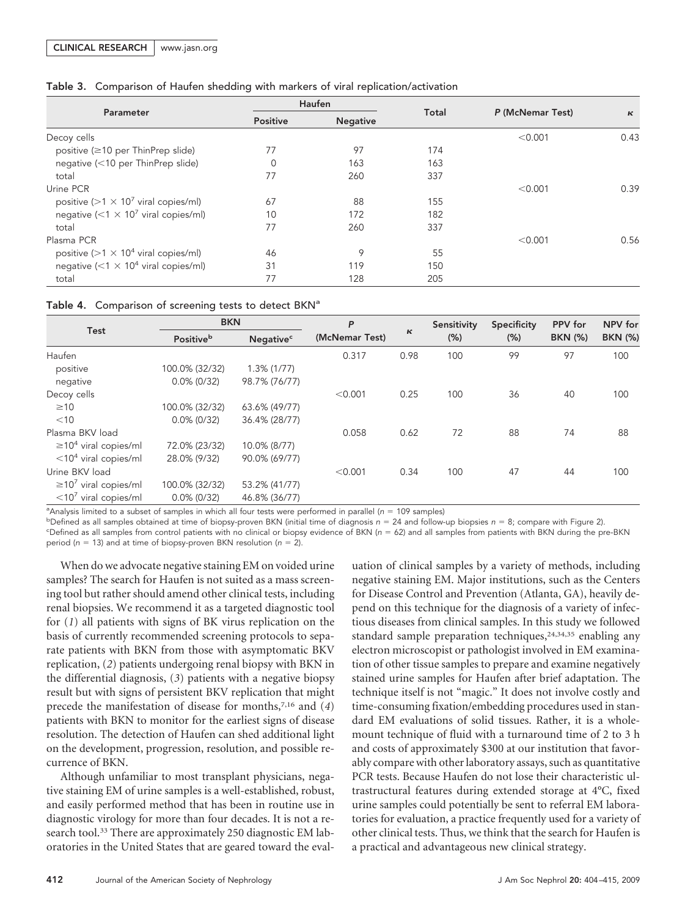**Table 3.** Comparison of Haufen shedding with markers of viral replication/activation

| Parameter | Haufen | | Total | P (McNemar Test) | κ |
|---|---|---|---|---|---|
| | Positive | Negative | | | |
| Decoy cells | | | | <0.001 | 0.43 |
| positive (≥10 per ThinPrep slide) | 77 | 97 | 174 | | |
| negative (<10 per ThinPrep slide) | 0 | 163 | 163 | | |
| total | 77 | 260 | 337 | | |
| Urine PCR | | | | <0.001 | 0.39 |
| positive (>1 × $10^7$ viral copies/ml) | 67 | 88 | 155 | | |
| negative (<1 × $10^7$ viral copies/ml) | 10 | 172 | 182 | | |
| total | 77 | 260 | 337 | | |
| Plasma PCR | | | | <0.001 | 0.56 |
| positive (>1 × $10^4$ viral copies/ml) | 46 | 9 | 55 | | |
| negative (<1 × $10^4$ viral copies/ml) | 31 | 119 | 150 | | |
| total | 77 | 128 | 205 | | |

**Table 4.** Comparison of screening tests to detect BKN[a]

| Test | BKN | | P (McNemar Test) | κ | Sensitivity (%) | Specificity (%) | PPV for BKN (%) | NPV for BKN (%) |
|---|---|---|---|---|---|---|---|---|
| | Positive[b] | Negative[c] | | | | | | |
| Haufen | | | 0.317 | 0.98 | 100 | 99 | 97 | 100 |
| positive | 100.0% (32/32) | 1.3% (1/77) | | | | | | |
| negative | 0.0% (0/32) | 98.7% (76/77) | | | | | | |
| Decoy cells | | | <0.001 | 0.25 | 100 | 36 | 40 | 100 |
| ≥10 | 100.0% (32/32) | 63.6% (49/77) | | | | | | |
| <10 | 0.0% (0/32) | 36.4% (28/77) | | | | | | |
| Plasma BKV load | | | 0.058 | 0.62 | 72 | 88 | 74 | 88 |
| ≥$10^4$ viral copies/ml | 72.0% (23/32) | 10.0% (8/77) | | | | | | |
| <$10^4$ viral copies/ml | 28.0% (9/32) | 90.0% (69/77) | | | | | | |
| Urine BKV load | | | <0.001 | 0.34 | 100 | 47 | 44 | 100 |
| ≥$10^7$ viral copies/ml | 100.0% (32/32) | 53.2% (41/77) | | | | | | |
| <$10^7$ viral copies/ml | 0.0% (0/32) | 46.8% (36/77) | | | | | | |

[a]Analysis limited to a subset of samples in which all four tests were performed in parallel ($n = 109$ samples)
[b]Defined as all samples obtained at time of biopsy-proven BKN (initial time of diagnosis $n = 24$ and follow-up biopsies $n = 8$; compare with Figure 2).
[c]Defined as all samples from control patients with no clinical or biopsy evidence of BKN ($n = 62$) and all samples from patients with BKN during the pre-BKN period ($n = 13$) and at time of biopsy-proven BKN resolution ($n = 2$).

When do we advocate negative staining EM on voided urine samples? The search for Haufen is not suited as a mass screening tool but rather should amend other clinical tests, including renal biopsies. We recommend it as a targeted diagnostic tool for (*1*) all patients with signs of BK virus replication on the basis of currently recommended screening protocols to separate patients with BKN from those with asymptomatic BKV replication, (*2*) patients undergoing renal biopsy with BKN in the differential diagnosis, (*3*) patients with a negative biopsy result but with signs of persistent BKV replication that might precede the manifestation of disease for months,[7,16] and (*4*) patients with BKN to monitor for the earliest signs of disease resolution. The detection of Haufen can shed additional light on the development, progression, resolution, and possible recurrence of BKN.

Although unfamiliar to most transplant physicians, negative staining EM of urine samples is a well-established, robust, and easily performed method that has been in routine use in diagnostic virology for more than four decades. It is not a research tool.[33] There are approximately 250 diagnostic EM laboratories in the United States that are geared toward the evaluation of clinical samples by a variety of methods, including negative staining EM. Major institutions, such as the Centers for Disease Control and Prevention (Atlanta, GA), heavily depend on this technique for the diagnosis of a variety of infectious diseases from clinical samples. In this study we followed standard sample preparation techniques,[24,34,35] enabling any electron microscopist or pathologist involved in EM examination of other tissue samples to prepare and examine negatively stained urine samples for Haufen after brief adaptation. The technique itself is not "magic." It does not involve costly and time-consuming fixation/embedding procedures used in standard EM evaluations of solid tissues. Rather, it is a whole-mount technique of fluid with a turnaround time of 2 to 3 h and costs of approximately $300 at our institution that favorably compare with other laboratory assays, such as quantitative PCR tests. Because Haufen do not lose their characteristic ultrastructural features during extended storage at 4°C, fixed urine samples could potentially be sent to referral EM laboratories for evaluation, a practice frequently used for a variety of other clinical tests. Thus, we think that the search for Haufen is a practical and advantageous new clinical strategy.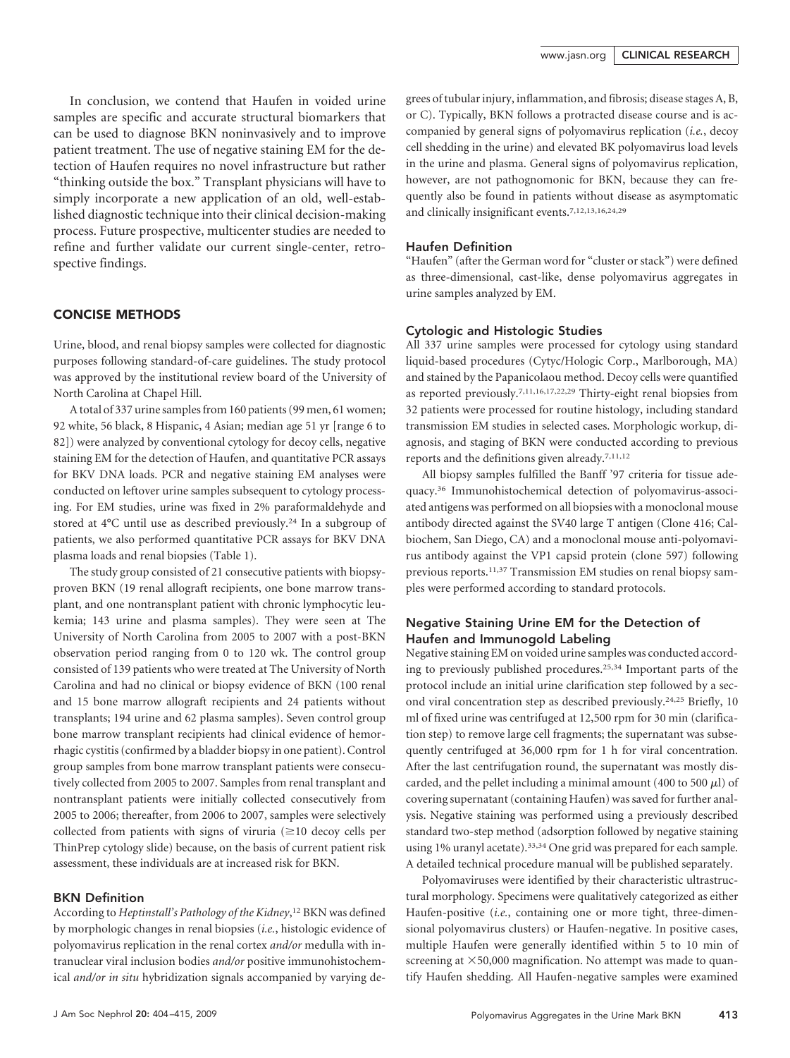In conclusion, we contend that Haufen in voided urine samples are specific and accurate structural biomarkers that can be used to diagnose BKN noninvasively and to improve patient treatment. The use of negative staining EM for the detection of Haufen requires no novel infrastructure but rather "thinking outside the box." Transplant physicians will have to simply incorporate a new application of an old, well-established diagnostic technique into their clinical decision-making process. Future prospective, multicenter studies are needed to refine and further validate our current single-center, retrospective findings.

## CONCISE METHODS

Urine, blood, and renal biopsy samples were collected for diagnostic purposes following standard-of-care guidelines. The study protocol was approved by the institutional review board of the University of North Carolina at Chapel Hill.

A total of 337 urine samples from 160 patients (99 men, 61 women; 92 white, 56 black, 8 Hispanic, 4 Asian; median age 51 yr [range 6 to 82]) were analyzed by conventional cytology for decoy cells, negative staining EM for the detection of Haufen, and quantitative PCR assays for BKV DNA loads. PCR and negative staining EM analyses were conducted on leftover urine samples subsequent to cytology processing. For EM studies, urine was fixed in 2% paraformaldehyde and stored at 4°C until use as described previously.[24] In a subgroup of patients, we also performed quantitative PCR assays for BKV DNA plasma loads and renal biopsies (Table 1).

The study group consisted of 21 consecutive patients with biopsy-proven BKN (19 renal allograft recipients, one bone marrow transplant, and one nontransplant patient with chronic lymphocytic leukemia; 143 urine and plasma samples). They were seen at The University of North Carolina from 2005 to 2007 with a post-BKN observation period ranging from 0 to 120 wk. The control group consisted of 139 patients who were treated at The University of North Carolina and had no clinical or biopsy evidence of BKN (100 renal and 15 bone marrow allograft recipients and 24 patients without transplants; 194 urine and 62 plasma samples). Seven control group bone marrow transplant recipients had clinical evidence of hemorrhagic cystitis (confirmed by a bladder biopsy in one patient). Control group samples from bone marrow transplant patients were consecutively collected from 2005 to 2007. Samples from renal transplant and nontransplant patients were initially collected consecutively from 2005 to 2006; thereafter, from 2006 to 2007, samples were selectively collected from patients with signs of viruria ($\geq$10 decoy cells per ThinPrep cytology slide) because, on the basis of current patient risk assessment, these individuals are at increased risk for BKN.

### BKN Definition

According to *Heptinstall's Pathology of the Kidney*,[12] BKN was defined by morphologic changes in renal biopsies (*i.e.*, histologic evidence of polyomavirus replication in the renal cortex *and/or* medulla with intranuclear viral inclusion bodies *and/or* positive immunohistochemical *and/or in situ* hybridization signals accompanied by varying degrees of tubular injury, inflammation, and fibrosis; disease stages A, B, or C). Typically, BKN follows a protracted disease course and is accompanied by general signs of polyomavirus replication (*i.e.*, decoy cell shedding in the urine) and elevated BK polyomavirus load levels in the urine and plasma. General signs of polyomavirus replication, however, are not pathognomonic for BKN, because they can frequently also be found in patients without disease as asymptomatic and clinically insignificant events.[7,12,13,16,24,29]

### Haufen Definition

"Haufen" (after the German word for "cluster or stack") were defined as three-dimensional, cast-like, dense polyomavirus aggregates in urine samples analyzed by EM.

### Cytologic and Histologic Studies

All 337 urine samples were processed for cytology using standard liquid-based procedures (Cytyc/Hologic Corp., Marlborough, MA) and stained by the Papanicolaou method. Decoy cells were quantified as reported previously.[7,11,16,17,22,29] Thirty-eight renal biopsies from 32 patients were processed for routine histology, including standard transmission EM studies in selected cases. Morphologic workup, diagnosis, and staging of BKN were conducted according to previous reports and the definitions given already.[7,11,12]

All biopsy samples fulfilled the Banff '97 criteria for tissue adequacy.[36] Immunohistochemical detection of polyomavirus-associated antigens was performed on all biopsies with a monoclonal mouse antibody directed against the SV40 large T antigen (Clone 416; Calbiochem, San Diego, CA) and a monoclonal mouse anti-polyomavirus antibody against the VP1 capsid protein (clone 597) following previous reports.[11,37] Transmission EM studies on renal biopsy samples were performed according to standard protocols.

### Negative Staining Urine EM for the Detection of Haufen and Immunogold Labeling

Negative staining EM on voided urine samples was conducted according to previously published procedures.[25,34] Important parts of the protocol include an initial urine clarification step followed by a second viral concentration step as described previously.[24,25] Briefly, 10 ml of fixed urine was centrifuged at 12,500 rpm for 30 min (clarification step) to remove large cell fragments; the supernatant was subsequently centrifuged at 36,000 rpm for 1 h for viral concentration. After the last centrifugation round, the supernatant was mostly discarded, and the pellet including a minimal amount (400 to 500 $\mu$l) of covering supernatant (containing Haufen) was saved for further analysis. Negative staining was performed using a previously described standard two-step method (adsorption followed by negative staining using 1% uranyl acetate).[33,34] One grid was prepared for each sample. A detailed technical procedure manual will be published separately.

Polyomaviruses were identified by their characteristic ultrastructural morphology. Specimens were qualitatively categorized as either Haufen-positive (*i.e.*, containing one or more tight, three-dimensional polyomavirus clusters) or Haufen-negative. In positive cases, multiple Haufen were generally identified within 5 to 10 min of screening at $\times$50,000 magnification. No attempt was made to quantify Haufen shedding. All Haufen-negative samples were examined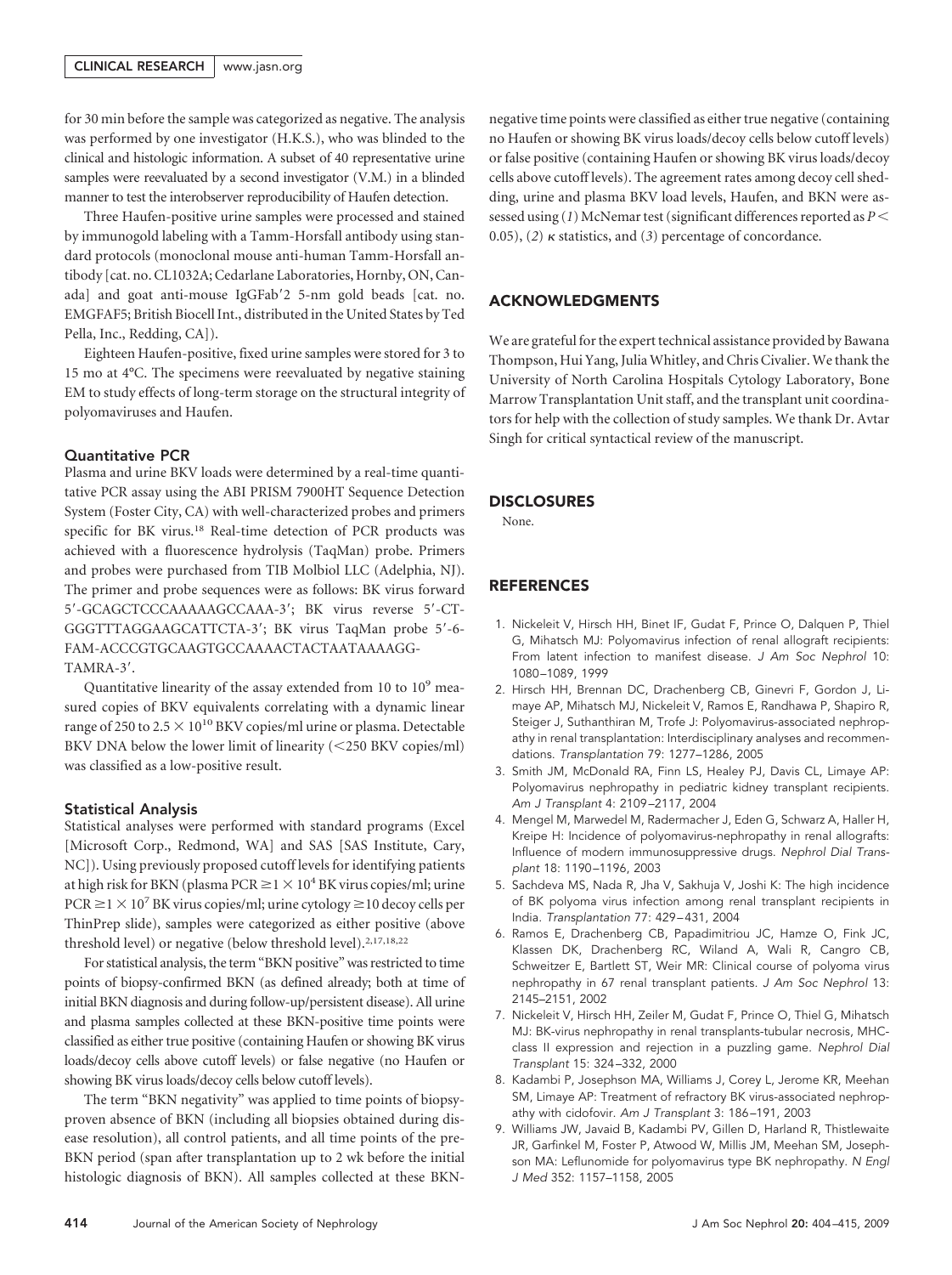for 30 min before the sample was categorized as negative. The analysis was performed by one investigator (H.K.S.), who was blinded to the clinical and histologic information. A subset of 40 representative urine samples were reevaluated by a second investigator (V.M.) in a blinded manner to test the interobserver reproducibility of Haufen detection.

Three Haufen-positive urine samples were processed and stained by immunogold labeling with a Tamm-Horsfall antibody using standard protocols (monoclonal mouse anti-human Tamm-Horsfall antibody [cat. no. CL1032A; Cedarlane Laboratories, Hornby, ON, Canada] and goat anti-mouse IgGFab′2 5-nm gold beads [cat. no. EMGFAF5; British Biocell Int., distributed in the United States by Ted Pella, Inc., Redding, CA]).

Eighteen Haufen-positive, fixed urine samples were stored for 3 to 15 mo at 4°C. The specimens were reevaluated by negative staining EM to study effects of long-term storage on the structural integrity of polyomaviruses and Haufen.

### Quantitative PCR

Plasma and urine BKV loads were determined by a real-time quantitative PCR assay using the ABI PRISM 7900HT Sequence Detection System (Foster City, CA) with well-characterized probes and primers specific for BK virus.[18] Real-time detection of PCR products was achieved with a fluorescence hydrolysis (TaqMan) probe. Primers and probes were purchased from TIB Molbiol LLC (Adelphia, NJ). The primer and probe sequences were as follows: BK virus forward 5′-GCAGCTCCCAAAAAGCCAAA-3′; BK virus reverse 5′-CT-GGGTTTAGGAAGCATTCTA-3′; BK virus TaqMan probe 5′-6-FAM-ACCCGTGCAAGTGCCAAAACTACTAATAAAAGG-TAMRA-3′.

Quantitative linearity of the assay extended from 10 to $10^9$ measured copies of BKV equivalents correlating with a dynamic linear range of 250 to $2.5 \times 10^{10}$ BKV copies/ml urine or plasma. Detectable BKV DNA below the lower limit of linearity (<250 BKV copies/ml) was classified as a low-positive result.

### Statistical Analysis

Statistical analyses were performed with standard programs (Excel [Microsoft Corp., Redmond, WA] and SAS [SAS Institute, Cary, NC]). Using previously proposed cutoff levels for identifying patients at high risk for BKN (plasma PCR $\geq 1 \times 10^4$ BK virus copies/ml; urine PCR $\geq 1 \times 10^7$ BK virus copies/ml; urine cytology ≥10 decoy cells per ThinPrep slide), samples were categorized as either positive (above threshold level) or negative (below threshold level).[2,17,18,22]

For statistical analysis, the term "BKN positive" was restricted to time points of biopsy-confirmed BKN (as defined already; both at time of initial BKN diagnosis and during follow-up/persistent disease). All urine and plasma samples collected at these BKN-positive time points were classified as either true positive (containing Haufen or showing BK virus loads/decoy cells above cutoff levels) or false negative (no Haufen or showing BK virus loads/decoy cells below cutoff levels).

The term "BKN negativity" was applied to time points of biopsy-proven absence of BKN (including all biopsies obtained during disease resolution), all control patients, and all time points of the pre-BKN period (span after transplantation up to 2 wk before the initial histologic diagnosis of BKN). All samples collected at these BKN-negative time points were classified as either true negative (containing no Haufen or showing BK virus loads/decoy cells below cutoff levels) or false positive (containing Haufen or showing BK virus loads/decoy cells above cutoff levels). The agreement rates among decoy cell shedding, urine and plasma BKV load levels, Haufen, and BKN were assessed using (*1*) McNemar test (significant differences reported as $P < 0.05$), (*2*) $\kappa$ statistics, and (*3*) percentage of concordance.

## ACKNOWLEDGMENTS

We are grateful for the expert technical assistance provided by Bawana Thompson, Hui Yang, Julia Whitley, and Chris Civalier. We thank the University of North Carolina Hospitals Cytology Laboratory, Bone Marrow Transplantation Unit staff, and the transplant unit coordinators for help with the collection of study samples. We thank Dr. Avtar Singh for critical syntactical review of the manuscript.

## DISCLOSURES

None.

## REFERENCES

1. Nickeleit V, Hirsch HH, Binet IF, Gudat F, Prince O, Dalquen P, Thiel G, Mihatsch MJ: Polyomavirus infection of renal allograft recipients: From latent infection to manifest disease. *J Am Soc Nephrol* 10: 1080–1089, 1999
2. Hirsch HH, Brennan DC, Drachenberg CB, Ginevri F, Gordon J, Limaye AP, Mihatsch MJ, Nickeleit V, Ramos E, Randhawa P, Shapiro R, Steiger J, Suthanthiran M, Trofe J: Polyomavirus-associated nephropathy in renal transplantation: Interdisciplinary analyses and recommendations. *Transplantation* 79: 1277–1286, 2005
3. Smith JM, McDonald RA, Finn LS, Healey PJ, Davis CL, Limaye AP: Polyomavirus nephropathy in pediatric kidney transplant recipients. *Am J Transplant* 4: 2109–2117, 2004
4. Mengel M, Marwedel M, Radermacher J, Eden G, Schwarz A, Haller H, Kreipe H: Incidence of polyomavirus-nephropathy in renal allografts: Influence of modern immunosuppressive drugs. *Nephrol Dial Transplant* 18: 1190–1196, 2003
5. Sachdeva MS, Nada R, Jha V, Sakhuja V, Joshi K: The high incidence of BK polyoma virus infection among renal transplant recipients in India. *Transplantation* 77: 429–431, 2004
6. Ramos E, Drachenberg CB, Papadimitriou JC, Hamze O, Fink JC, Klassen DK, Drachenberg RC, Wiland A, Wali R, Cangro CB, Schweitzer E, Bartlett ST, Weir MR: Clinical course of polyoma virus nephropathy in 67 renal transplant patients. *J Am Soc Nephrol* 13: 2145–2151, 2002
7. Nickeleit V, Hirsch HH, Zeiler M, Gudat F, Prince O, Thiel G, Mihatsch MJ: BK-virus nephropathy in renal transplants-tubular necrosis, MHC-class II expression and rejection in a puzzling game. *Nephrol Dial Transplant* 15: 324–332, 2000
8. Kadambi P, Josephson MA, Williams J, Corey L, Jerome KR, Meehan SM, Limaye AP: Treatment of refractory BK virus-associated nephropathy with cidofovir. *Am J Transplant* 3: 186–191, 2003
9. Williams JW, Javaid B, Kadambi PV, Gillen D, Harland R, Thistlewaite JR, Garfinkel M, Foster P, Atwood W, Millis JM, Meehan SM, Josephson MA: Leflunomide for polyomavirus type BK nephropathy. *N Engl J Med* 352: 1157–1158, 2005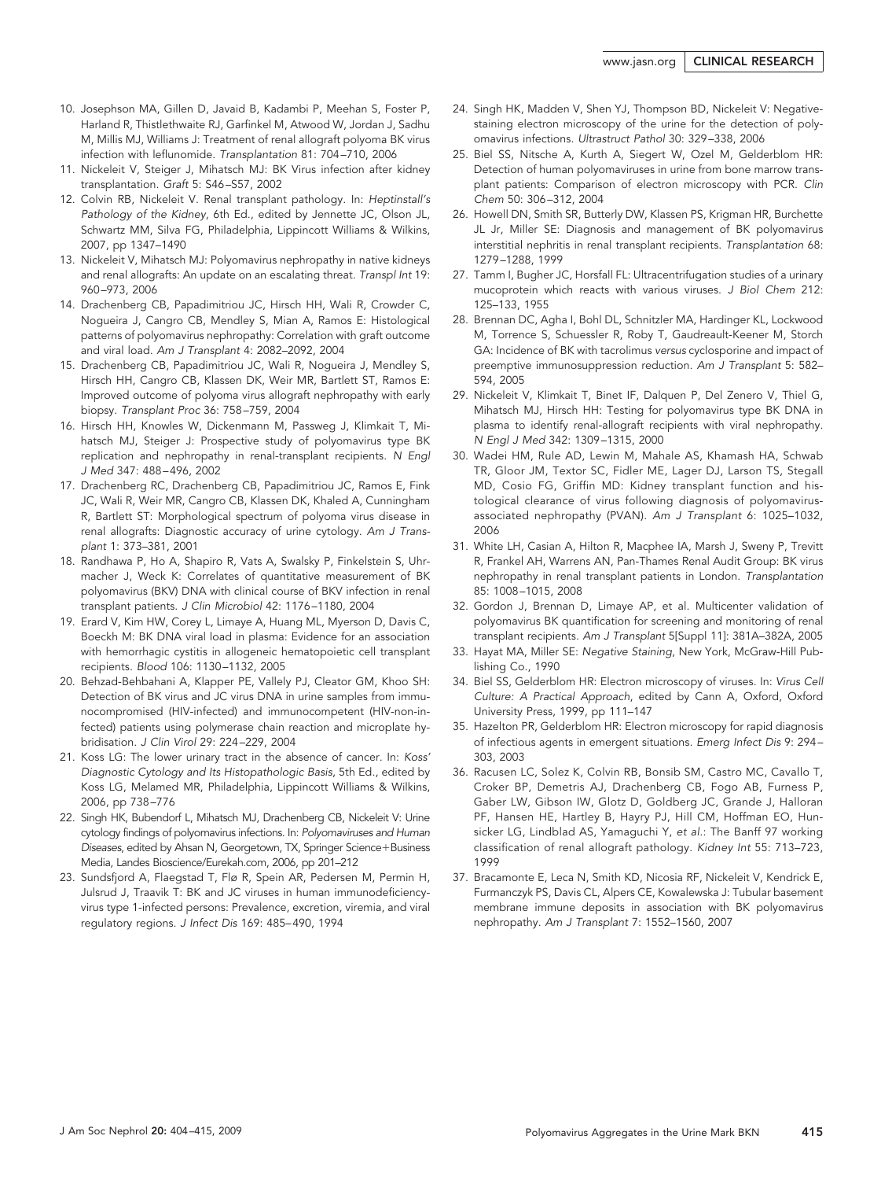10. Josephson MA, Gillen D, Javaid B, Kadambi P, Meehan S, Foster P, Harland R, Thistlethwaite RJ, Garfinkel M, Atwood W, Jordan J, Sadhu M, Millis MJ, Williams J: Treatment of renal allograft polyoma BK virus infection with leflunomide. *Transplantation* 81: 704–710, 2006
11. Nickeleit V, Steiger J, Mihatsch MJ: BK Virus infection after kidney transplantation. *Graft* 5: S46–S57, 2002
12. Colvin RB, Nickeleit V. Renal transplant pathology. In: *Heptinstall's Pathology of the Kidney*, 6th Ed., edited by Jennette JC, Olson JL, Schwartz MM, Silva FG, Philadelphia, Lippincott Williams & Wilkins, 2007, pp 1347–1490
13. Nickeleit V, Mihatsch MJ: Polyomavirus nephropathy in native kidneys and renal allografts: An update on an escalating threat. *Transpl Int* 19: 960–973, 2006
14. Drachenberg CB, Papadimitriou JC, Hirsch HH, Wali R, Crowder C, Nogueira J, Cangro CB, Mendley S, Mian A, Ramos E: Histological patterns of polyomavirus nephropathy: Correlation with graft outcome and viral load. *Am J Transplant* 4: 2082–2092, 2004
15. Drachenberg CB, Papadimitriou JC, Wali R, Nogueira J, Mendley S, Hirsch HH, Cangro CB, Klassen DK, Weir MR, Bartlett ST, Ramos E: Improved outcome of polyoma virus allograft nephropathy with early biopsy. *Transplant Proc* 36: 758–759, 2004
16. Hirsch HH, Knowles W, Dickenmann M, Passweg J, Klimkait T, Mihatsch MJ, Steiger J: Prospective study of polyomavirus type BK replication and nephropathy in renal-transplant recipients. *N Engl J Med* 347: 488–496, 2002
17. Drachenberg RC, Drachenberg CB, Papadimitriou JC, Ramos E, Fink JC, Wali R, Weir MR, Cangro CB, Klassen DK, Khaled A, Cunningham R, Bartlett ST: Morphological spectrum of polyoma virus disease in renal allografts: Diagnostic accuracy of urine cytology. *Am J Transplant* 1: 373–381, 2001
18. Randhawa P, Ho A, Shapiro R, Vats A, Swalsky P, Finkelstein S, Uhrmacher J, Weck K: Correlates of quantitative measurement of BK polyomavirus (BKV) DNA with clinical course of BKV infection in renal transplant patients. *J Clin Microbiol* 42: 1176–1180, 2004
19. Erard V, Kim HW, Corey L, Limaye A, Huang ML, Myerson D, Davis C, Boeckh M: BK DNA viral load in plasma: Evidence for an association with hemorrhagic cystitis in allogeneic hematopoietic cell transplant recipients. *Blood* 106: 1130–1132, 2005
20. Behzad-Behbahani A, Klapper PE, Vallely PJ, Cleator GM, Khoo SH: Detection of BK virus and JC virus DNA in urine samples from immunocompromised (HIV-infected) and immunocompetent (HIV-non-infected) patients using polymerase chain reaction and microplate hybridisation. *J Clin Virol* 29: 224–229, 2004
21. Koss LG: The lower urinary tract in the absence of cancer. In: *Koss' Diagnostic Cytology and Its Histopathologic Basis*, 5th Ed., edited by Koss LG, Melamed MR, Philadelphia, Lippincott Williams & Wilkins, 2006, pp 738–776
22. Singh HK, Bubendorf L, Mihatsch MJ, Drachenberg CB, Nickeleit V: Urine cytology findings of polyomavirus infections. In: *Polyomaviruses and Human Diseases*, edited by Ahsan N, Georgetown, TX, Springer Science+Business Media, Landes Bioscience/Eurekah.com, 2006, pp 201–212
23. Sundsfjord A, Flaegstad T, Flø R, Spein AR, Pedersen M, Permin H, Julsrud J, Traavik T: BK and JC viruses in human immunodeficiency-virus type 1-infected persons: Prevalence, excretion, viremia, and viral regulatory regions. *J Infect Dis* 169: 485–490, 1994
24. Singh HK, Madden V, Shen YJ, Thompson BD, Nickeleit V: Negative-staining electron microscopy of the urine for the detection of polyomavirus infections. *Ultrastruct Pathol* 30: 329–338, 2006
25. Biel SS, Nitsche A, Kurth A, Siegert W, Ozel M, Gelderblom HR: Detection of human polyomaviruses in urine from bone marrow transplant patients: Comparison of electron microscopy with PCR. *Clin Chem* 50: 306–312, 2004
26. Howell DN, Smith SR, Butterly DW, Klassen PS, Krigman HR, Burchette JL Jr, Miller SE: Diagnosis and management of BK polyomavirus interstitial nephritis in renal transplant recipients. *Transplantation* 68: 1279–1288, 1999
27. Tamm I, Bugher JC, Horsfall FL: Ultracentrifugation studies of a urinary mucoprotein which reacts with various viruses. *J Biol Chem* 212: 125–133, 1955
28. Brennan DC, Agha I, Bohl DL, Schnitzler MA, Hardinger KL, Lockwood M, Torrence S, Schuessler R, Roby T, Gaudreault-Keener M, Storch GA: Incidence of BK with tacrolimus *versus* cyclosporine and impact of preemptive immunosuppression reduction. *Am J Transplant* 5: 582–594, 2005
29. Nickeleit V, Klimkait T, Binet IF, Dalquen P, Del Zenero V, Thiel G, Mihatsch MJ, Hirsch HH: Testing for polyomavirus type BK DNA in plasma to identify renal-allograft recipients with viral nephropathy. *N Engl J Med* 342: 1309–1315, 2000
30. Wadei HM, Rule AD, Lewin M, Mahale AS, Khamash HA, Schwab TR, Gloor JM, Textor SC, Fidler ME, Lager DJ, Larson TS, Stegall MD, Cosio FG, Griffin MD: Kidney transplant function and histological clearance of virus following diagnosis of polyomavirus-associated nephropathy (PVAN). *Am J Transplant* 6: 1025–1032, 2006
31. White LH, Casian A, Hilton R, Macphee IA, Marsh J, Sweny P, Trevitt R, Frankel AH, Warrens AN, Pan-Thames Renal Audit Group: BK virus nephropathy in renal transplant patients in London. *Transplantation* 85: 1008–1015, 2008
32. Gordon J, Brennan D, Limaye AP, et al. Multicenter validation of polyomavirus BK quantification for screening and monitoring of renal transplant recipients. *Am J Transplant* 5[Suppl 11]: 381A–382A, 2005
33. Hayat MA, Miller SE: *Negative Staining*, New York, McGraw-Hill Publishing Co., 1990
34. Biel SS, Gelderblom HR: Electron microscopy of viruses. In: *Virus Cell Culture: A Practical Approach*, edited by Cann A, Oxford, Oxford University Press, 1999, pp 111–147
35. Hazelton PR, Gelderblom HR: Electron microscopy for rapid diagnosis of infectious agents in emergent situations. *Emerg Infect Dis* 9: 294–303, 2003
36. Racusen LC, Solez K, Colvin RB, Bonsib SM, Castro MC, Cavallo T, Croker BP, Demetris AJ, Drachenberg CB, Fogo AB, Furness P, Gaber LW, Gibson IW, Glotz D, Goldberg JC, Grande J, Halloran PF, Hansen HE, Hartley B, Hayry PJ, Hill CM, Hoffman EO, Hunsicker LG, Lindblad AS, Yamaguchi Y, *et al.*: The Banff 97 working classification of renal allograft pathology. *Kidney Int* 55: 713–723, 1999
37. Bracamonte E, Leca N, Smith KD, Nicosia RF, Nickeleit V, Kendrick E, Furmanczyk PS, Davis CL, Alpers CE, Kowalewska J: Tubular basement membrane immune deposits in association with BK polyomavirus nephropathy. *Am J Transplant* 7: 1552–1560, 2007